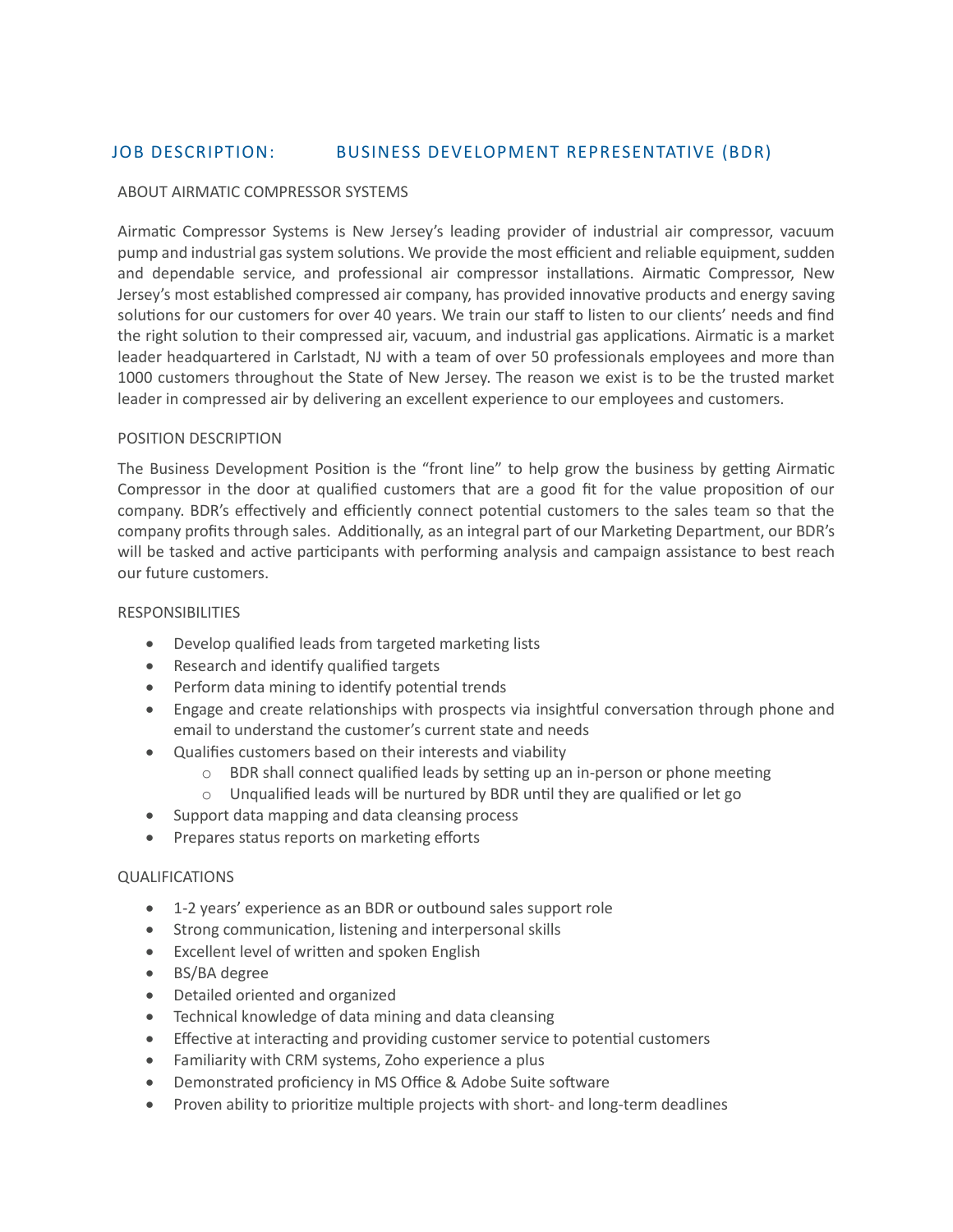# JOB DESCRIPTION: BUSINESS DEVELOPMENT REPRESENTATIVE (BDR)

## ABOUT AIRMATIC COMPRESSOR SYSTEMS

Airmatic Compressor Systems is New Jersey's leading provider of industrial air compressor, vacuum pump and industrial gas system solutions. We provide the most efficient and reliable equipment, sudden and dependable service, and professional air compressor installations. Airmatic Compressor, New Jersey's most established compressed air company, has provided innovative products and energy saving solutions for our customers for over 40 years. We train our staff to listen to our clients' needs and find the right solution to their compressed air, vacuum, and industrial gas applications. Airmatic is a market leader headquartered in Carlstadt, NJ with a team of over 50 professionals employees and more than 1000 customers throughout the State of New Jersey. The reason we exist is to be the trusted market leader in compressed air by delivering an excellent experience to our employees and customers.

## POSITION DESCRIPTION

The Business Development Position is the "front line" to help grow the business by getting Airmatic Compressor in the door at qualified customers that are a good fit for the value proposition of our company. BDR's effectively and efficiently connect potential customers to the sales team so that the company profits through sales. Additionally, as an integral part of our Marketing Department, our BDR's will be tasked and active participants with performing analysis and campaign assistance to best reach our future customers.

## RESPONSIBILITIES

- Develop qualified leads from targeted marketing lists
- Research and identify qualified targets
- Perform data mining to identify potential trends
- Engage and create relationships with prospects via insightful conversation through phone and email to understand the customer's current state and needs
- Qualifies customers based on their interests and viability
  - BDR shall connect qualified leads by setting up an in-person or phone meeting
  - Unqualified leads will be nurtured by BDR until they are qualified or let go
- Support data mapping and data cleansing process
- Prepares status reports on marketing efforts

## QUALIFICATIONS

- 1-2 years' experience as an BDR or outbound sales support role
- Strong communication, listening and interpersonal skills
- Excellent level of written and spoken English
- BS/BA degree
- Detailed oriented and organized
- Technical knowledge of data mining and data cleansing
- Effective at interacting and providing customer service to potential customers
- Familiarity with CRM systems, Zoho experience a plus
- Demonstrated proficiency in MS Office & Adobe Suite software
- Proven ability to prioritize multiple projects with short- and long-term deadlines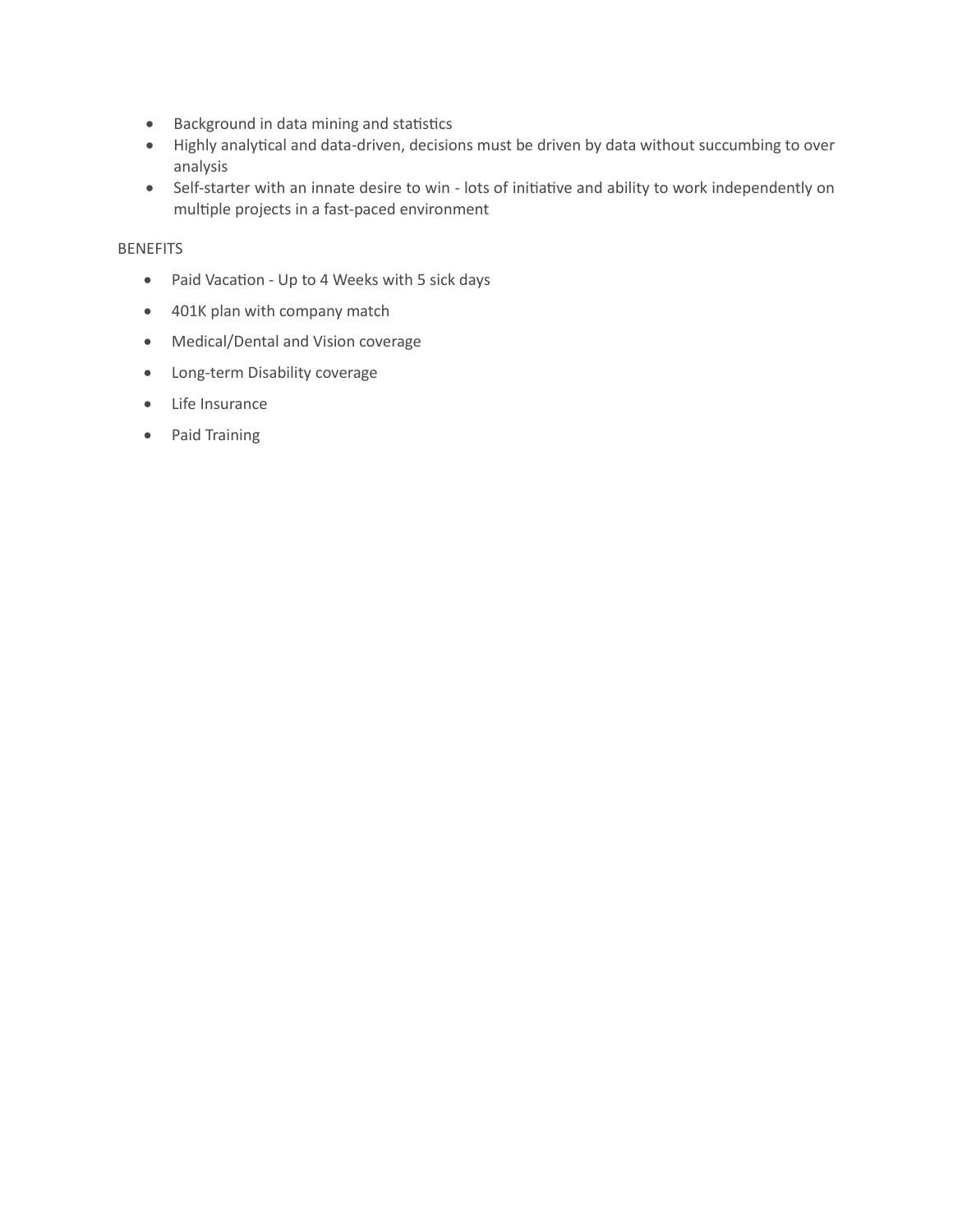- Background in data mining and statistics
- Highly analytical and data-driven, decisions must be driven by data without succumbing to over analysis
- Self-starter with an innate desire to win - lots of initiative and ability to work independently on multiple projects in a fast-paced environment

BENEFITS

- Paid Vacation - Up to 4 Weeks with 5 sick days
- 401K plan with company match
- Medical/Dental and Vision coverage
- Long-term Disability coverage
- Life Insurance
- Paid Training